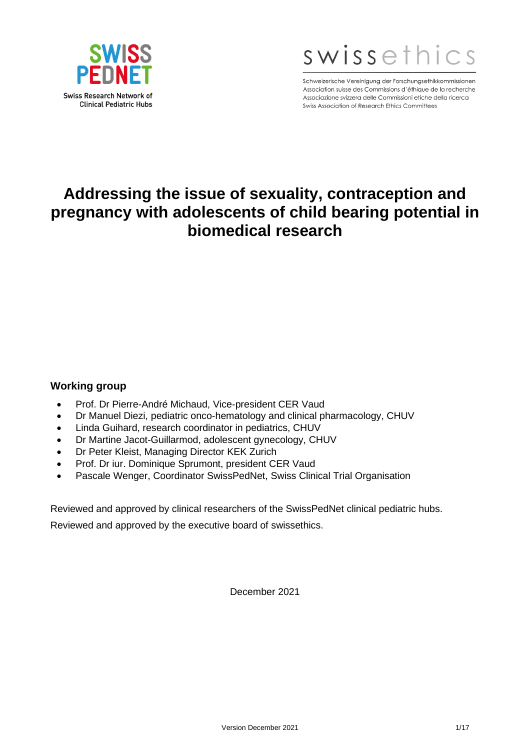SWISS PEDNET

Swiss Research Network of Clinical Pediatric Hubs

swissethics

Schweizerische Vereinigung der Forschungsethikkommissionen
Association suisse des Commissions d'éthique de la recherche
Associazione svizzera delle Commissioni etiche della ricerca
Swiss Association of Research Ethics Committees

# Addressing the issue of sexuality, contraception and pregnancy with adolescents of child bearing potential in biomedical research

## Working group

- Prof. Dr Pierre-André Michaud, Vice-president CER Vaud
- Dr Manuel Diezi, pediatric onco-hematology and clinical pharmacology, CHUV
- Linda Guihard, research coordinator in pediatrics, CHUV
- Dr Martine Jacot-Guillarmod, adolescent gynecology, CHUV
- Dr Peter Kleist, Managing Director KEK Zurich
- Prof. Dr iur. Dominique Sprumont, president CER Vaud
- Pascale Wenger, Coordinator SwissPedNet, Swiss Clinical Trial Organisation

Reviewed and approved by clinical researchers of the SwissPedNet clinical pediatric hubs.

Reviewed and approved by the executive board of swissethics.

December 2021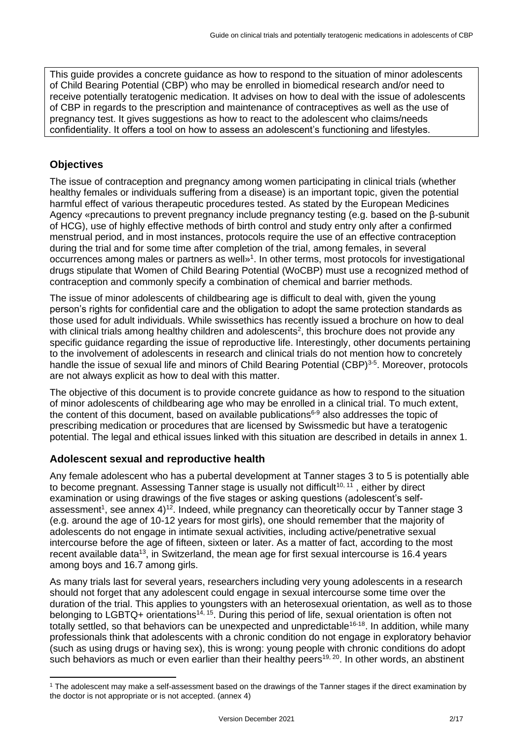This guide provides a concrete guidance as how to respond to the situation of minor adolescents of Child Bearing Potential (CBP) who may be enrolled in biomedical research and/or need to receive potentially teratogenic medication. It advises on how to deal with the issue of adolescents of CBP in regards to the prescription and maintenance of contraceptives as well as the use of pregnancy test. It gives suggestions as how to react to the adolescent who claims/needs confidentiality. It offers a tool on how to assess an adolescent's functioning and lifestyles.

## Objectives

The issue of contraception and pregnancy among women participating in clinical trials (whether healthy females or individuals suffering from a disease) is an important topic, given the potential harmful effect of various therapeutic procedures tested. As stated by the European Medicines Agency «precautions to prevent pregnancy include pregnancy testing (e.g. based on the β-subunit of HCG), use of highly effective methods of birth control and study entry only after a confirmed menstrual period, and in most instances, protocols require the use of an effective contraception during the trial and for some time after completion of the trial, among females, in several occurrences among males or partners as well»[1]. In other terms, most protocols for investigational drugs stipulate that Women of Child Bearing Potential (WoCBP) must use a recognized method of contraception and commonly specify a combination of chemical and barrier methods.

The issue of minor adolescents of childbearing age is difficult to deal with, given the young person's rights for confidential care and the obligation to adopt the same protection standards as those used for adult individuals. While swissethics has recently issued a brochure on how to deal with clinical trials among healthy children and adolescents[2], this brochure does not provide any specific guidance regarding the issue of reproductive life. Interestingly, other documents pertaining to the involvement of adolescents in research and clinical trials do not mention how to concretely handle the issue of sexual life and minors of Child Bearing Potential (CBP)[3-5]. Moreover, protocols are not always explicit as how to deal with this matter.

The objective of this document is to provide concrete guidance as how to respond to the situation of minor adolescents of childbearing age who may be enrolled in a clinical trial. To much extent, the content of this document, based on available publications[6-9] also addresses the topic of prescribing medication or procedures that are licensed by Swissmedic but have a teratogenic potential. The legal and ethical issues linked with this situation are described in details in annex 1.

## Adolescent sexual and reproductive health

Any female adolescent who has a pubertal development at Tanner stages 3 to 5 is potentially able to become pregnant. Assessing Tanner stage is usually not difficult[10, 11], either by direct examination or using drawings of the five stages or asking questions (adolescent's self-assessment[1], see annex 4)[12]. Indeed, while pregnancy can theoretically occur by Tanner stage 3 (e.g. around the age of 10-12 years for most girls), one should remember that the majority of adolescents do not engage in intimate sexual activities, including active/penetrative sexual intercourse before the age of fifteen, sixteen or later. As a matter of fact, according to the most recent available data[13], in Switzerland, the mean age for first sexual intercourse is 16.4 years among boys and 16.7 among girls.

As many trials last for several years, researchers including very young adolescents in a research should not forget that any adolescent could engage in sexual intercourse some time over the duration of the trial. This applies to youngsters with an heterosexual orientation, as well as to those belonging to LGBTQ+ orientations[14, 15]. During this period of life, sexual orientation is often not totally settled, so that behaviors can be unexpected and unpredictable[16-18]. In addition, while many professionals think that adolescents with a chronic condition do not engage in exploratory behavior (such as using drugs or having sex), this is wrong: young people with chronic conditions do adopt such behaviors as much or even earlier than their healthy peers[19, 20]. In other words, an abstinent

[1] The adolescent may make a self-assessment based on the drawings of the Tanner stages if the direct examination by the doctor is not appropriate or is not accepted. (annex 4)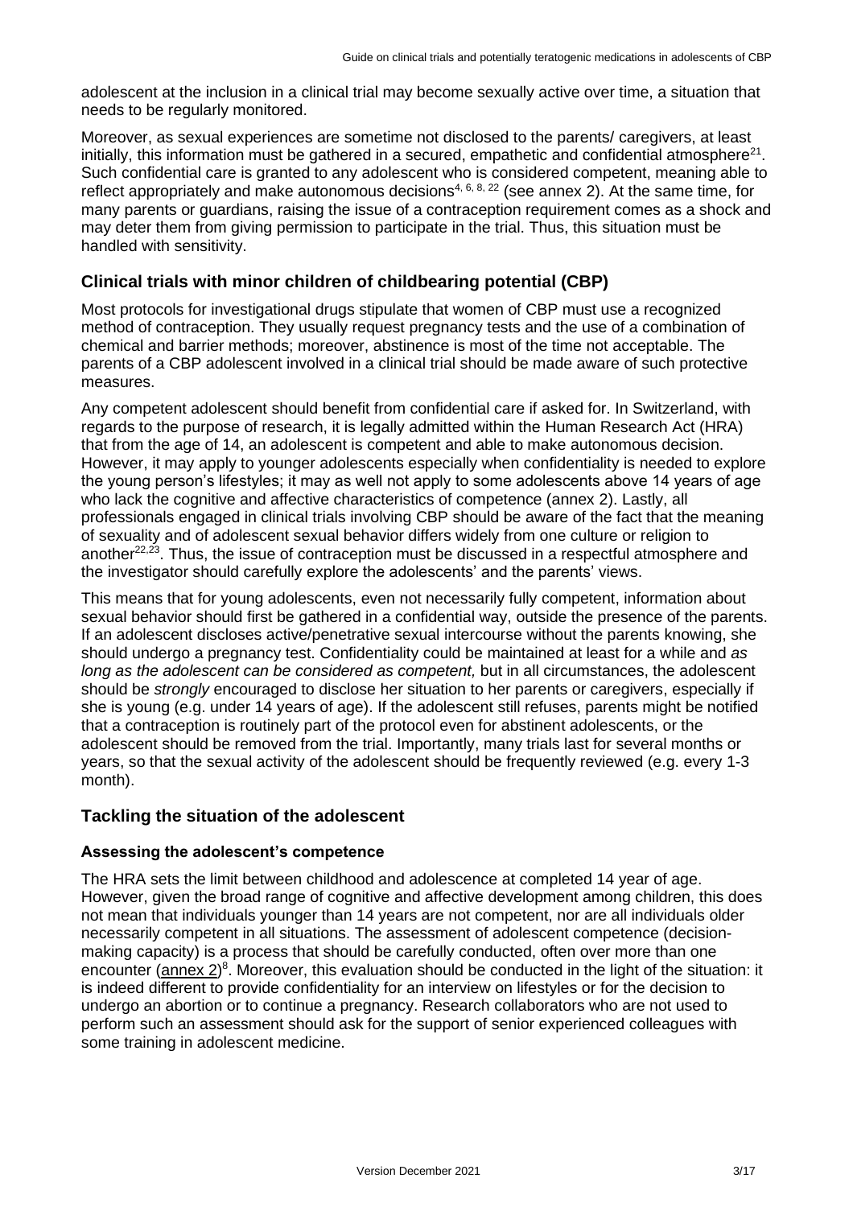adolescent at the inclusion in a clinical trial may become sexually active over time, a situation that needs to be regularly monitored.

Moreover, as sexual experiences are sometime not disclosed to the parents/ caregivers, at least initially, this information must be gathered in a secured, empathetic and confidential atmosphere[21]. Such confidential care is granted to any adolescent who is considered competent, meaning able to reflect appropriately and make autonomous decisions[4, 6, 8, 22] (see annex 2). At the same time, for many parents or guardians, raising the issue of a contraception requirement comes as a shock and may deter them from giving permission to participate in the trial. Thus, this situation must be handled with sensitivity.

## Clinical trials with minor children of childbearing potential (CBP)

Most protocols for investigational drugs stipulate that women of CBP must use a recognized method of contraception. They usually request pregnancy tests and the use of a combination of chemical and barrier methods; moreover, abstinence is most of the time not acceptable. The parents of a CBP adolescent involved in a clinical trial should be made aware of such protective measures.

Any competent adolescent should benefit from confidential care if asked for. In Switzerland, with regards to the purpose of research, it is legally admitted within the Human Research Act (HRA) that from the age of 14, an adolescent is competent and able to make autonomous decision. However, it may apply to younger adolescents especially when confidentiality is needed to explore the young person's lifestyles; it may as well not apply to some adolescents above 14 years of age who lack the cognitive and affective characteristics of competence (annex 2). Lastly, all professionals engaged in clinical trials involving CBP should be aware of the fact that the meaning of sexuality and of adolescent sexual behavior differs widely from one culture or religion to another[22,23]. Thus, the issue of contraception must be discussed in a respectful atmosphere and the investigator should carefully explore the adolescents' and the parents' views.

This means that for young adolescents, even not necessarily fully competent, information about sexual behavior should first be gathered in a confidential way, outside the presence of the parents. If an adolescent discloses active/penetrative sexual intercourse without the parents knowing, she should undergo a pregnancy test. Confidentiality could be maintained at least for a while and *as long as the adolescent can be considered as competent,* but in all circumstances, the adolescent should be *strongly* encouraged to disclose her situation to her parents or caregivers, especially if she is young (e.g. under 14 years of age). If the adolescent still refuses, parents might be notified that a contraception is routinely part of the protocol even for abstinent adolescents, or the adolescent should be removed from the trial. Importantly, many trials last for several months or years, so that the sexual activity of the adolescent should be frequently reviewed (e.g. every 1-3 month).

## Tackling the situation of the adolescent

### Assessing the adolescent's competence

The HRA sets the limit between childhood and adolescence at completed 14 year of age. However, given the broad range of cognitive and affective development among children, this does not mean that individuals younger than 14 years are not competent, nor are all individuals older necessarily competent in all situations. The assessment of adolescent competence (decision-making capacity) is a process that should be carefully conducted, often over more than one encounter (annex 2)[8]. Moreover, this evaluation should be conducted in the light of the situation: it is indeed different to provide confidentiality for an interview on lifestyles or for the decision to undergo an abortion or to continue a pregnancy. Research collaborators who are not used to perform such an assessment should ask for the support of senior experienced colleagues with some training in adolescent medicine.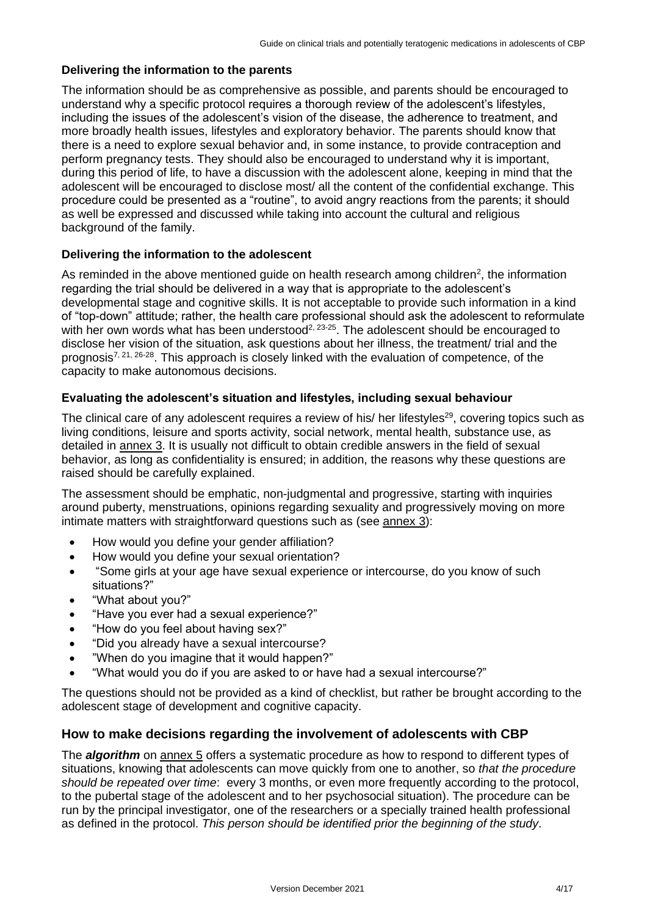### Delivering the information to the parents

The information should be as comprehensive as possible, and parents should be encouraged to understand why a specific protocol requires a thorough review of the adolescent's lifestyles, including the issues of the adolescent's vision of the disease, the adherence to treatment, and more broadly health issues, lifestyles and exploratory behavior. The parents should know that there is a need to explore sexual behavior and, in some instance, to provide contraception and perform pregnancy tests. They should also be encouraged to understand why it is important, during this period of life, to have a discussion with the adolescent alone, keeping in mind that the adolescent will be encouraged to disclose most/ all the content of the confidential exchange. This procedure could be presented as a "routine", to avoid angry reactions from the parents; it should as well be expressed and discussed while taking into account the cultural and religious background of the family.

### Delivering the information to the adolescent

As reminded in the above mentioned guide on health research among children[2], the information regarding the trial should be delivered in a way that is appropriate to the adolescent's developmental stage and cognitive skills. It is not acceptable to provide such information in a kind of "top-down" attitude; rather, the health care professional should ask the adolescent to reformulate with her own words what has been understood[2, 23-25]. The adolescent should be encouraged to disclose her vision of the situation, ask questions about her illness, the treatment/ trial and the prognosis[7, 21, 26-28]. This approach is closely linked with the evaluation of competence, of the capacity to make autonomous decisions.

### Evaluating the adolescent's situation and lifestyles, including sexual behaviour

The clinical care of any adolescent requires a review of his/ her lifestyles[29], covering topics such as living conditions, leisure and sports activity, social network, mental health, substance use, as detailed in annex 3. It is usually not difficult to obtain credible answers in the field of sexual behavior, as long as confidentiality is ensured; in addition, the reasons why these questions are raised should be carefully explained.

The assessment should be emphatic, non-judgmental and progressive, starting with inquiries around puberty, menstruations, opinions regarding sexuality and progressively moving on more intimate matters with straightforward questions such as (see annex 3):

- How would you define your gender affiliation?
- How would you define your sexual orientation?
- "Some girls at your age have sexual experience or intercourse, do you know of such situations?"
- "What about you?"
- "Have you ever had a sexual experience?"
- "How do you feel about having sex?"
- "Did you already have a sexual intercourse?
- "When do you imagine that it would happen?"
- "What would you do if you are asked to or have had a sexual intercourse?"

The questions should not be provided as a kind of checklist, but rather be brought according to the adolescent stage of development and cognitive capacity.

## How to make decisions regarding the involvement of adolescents with CBP

The ***algorithm*** on annex 5 offers a systematic procedure as how to respond to different types of situations, knowing that adolescents can move quickly from one to another, so *that the procedure should be repeated over time*: every 3 months, or even more frequently according to the protocol, to the pubertal stage of the adolescent and to her psychosocial situation). The procedure can be run by the principal investigator, one of the researchers or a specially trained health professional as defined in the protocol. *This person should be identified prior the beginning of the study*.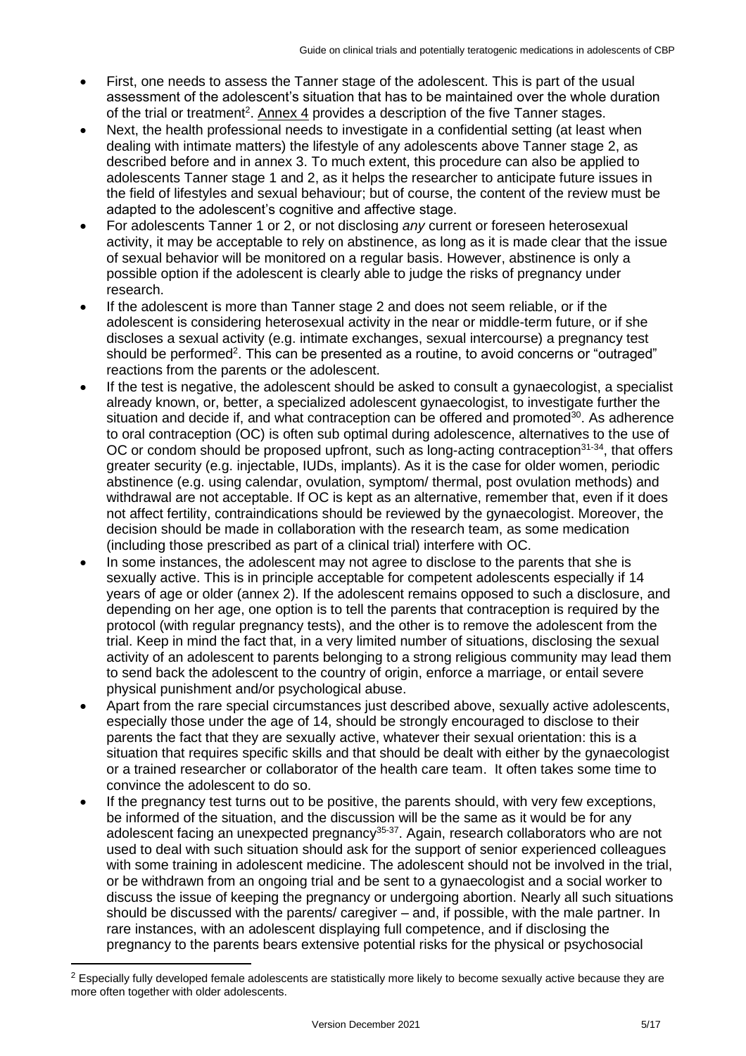- First, one needs to assess the Tanner stage of the adolescent. This is part of the usual assessment of the adolescent's situation that has to be maintained over the whole duration of the trial or treatment[2]. Annex 4 provides a description of the five Tanner stages.
- Next, the health professional needs to investigate in a confidential setting (at least when dealing with intimate matters) the lifestyle of any adolescents above Tanner stage 2, as described before and in annex 3. To much extent, this procedure can also be applied to adolescents Tanner stage 1 and 2, as it helps the researcher to anticipate future issues in the field of lifestyles and sexual behaviour; but of course, the content of the review must be adapted to the adolescent's cognitive and affective stage.
- For adolescents Tanner 1 or 2, or not disclosing *any* current or foreseen heterosexual activity, it may be acceptable to rely on abstinence, as long as it is made clear that the issue of sexual behavior will be monitored on a regular basis. However, abstinence is only a possible option if the adolescent is clearly able to judge the risks of pregnancy under research.
- If the adolescent is more than Tanner stage 2 and does not seem reliable, or if the adolescent is considering heterosexual activity in the near or middle-term future, or if she discloses a sexual activity (e.g. intimate exchanges, sexual intercourse) a pregnancy test should be performed[2]. This can be presented as a routine, to avoid concerns or "outraged" reactions from the parents or the adolescent.
- If the test is negative, the adolescent should be asked to consult a gynaecologist, a specialist already known, or, better, a specialized adolescent gynaecologist, to investigate further the situation and decide if, and what contraception can be offered and promoted[30]. As adherence to oral contraception (OC) is often sub optimal during adolescence, alternatives to the use of OC or condom should be proposed upfront, such as long-acting contraception[31-34], that offers greater security (e.g. injectable, IUDs, implants). As it is the case for older women, periodic abstinence (e.g. using calendar, ovulation, symptom/ thermal, post ovulation methods) and withdrawal are not acceptable. If OC is kept as an alternative, remember that, even if it does not affect fertility, contraindications should be reviewed by the gynaecologist. Moreover, the decision should be made in collaboration with the research team, as some medication (including those prescribed as part of a clinical trial) interfere with OC.
- In some instances, the adolescent may not agree to disclose to the parents that she is sexually active. This is in principle acceptable for competent adolescents especially if 14 years of age or older (annex 2). If the adolescent remains opposed to such a disclosure, and depending on her age, one option is to tell the parents that contraception is required by the protocol (with regular pregnancy tests), and the other is to remove the adolescent from the trial. Keep in mind the fact that, in a very limited number of situations, disclosing the sexual activity of an adolescent to parents belonging to a strong religious community may lead them to send back the adolescent to the country of origin, enforce a marriage, or entail severe physical punishment and/or psychological abuse.
- Apart from the rare special circumstances just described above, sexually active adolescents, especially those under the age of 14, should be strongly encouraged to disclose to their parents the fact that they are sexually active, whatever their sexual orientation: this is a situation that requires specific skills and that should be dealt with either by the gynaecologist or a trained researcher or collaborator of the health care team. It often takes some time to convince the adolescent to do so.
- If the pregnancy test turns out to be positive, the parents should, with very few exceptions, be informed of the situation, and the discussion will be the same as it would be for any adolescent facing an unexpected pregnancy[35-37]. Again, research collaborators who are not used to deal with such situation should ask for the support of senior experienced colleagues with some training in adolescent medicine. The adolescent should not be involved in the trial, or be withdrawn from an ongoing trial and be sent to a gynaecologist and a social worker to discuss the issue of keeping the pregnancy or undergoing abortion. Nearly all such situations should be discussed with the parents/ caregiver – and, if possible, with the male partner. In rare instances, with an adolescent displaying full competence, and if disclosing the pregnancy to the parents bears extensive potential risks for the physical or psychosocial

[2] Especially fully developed female adolescents are statistically more likely to become sexually active because they are more often together with older adolescents.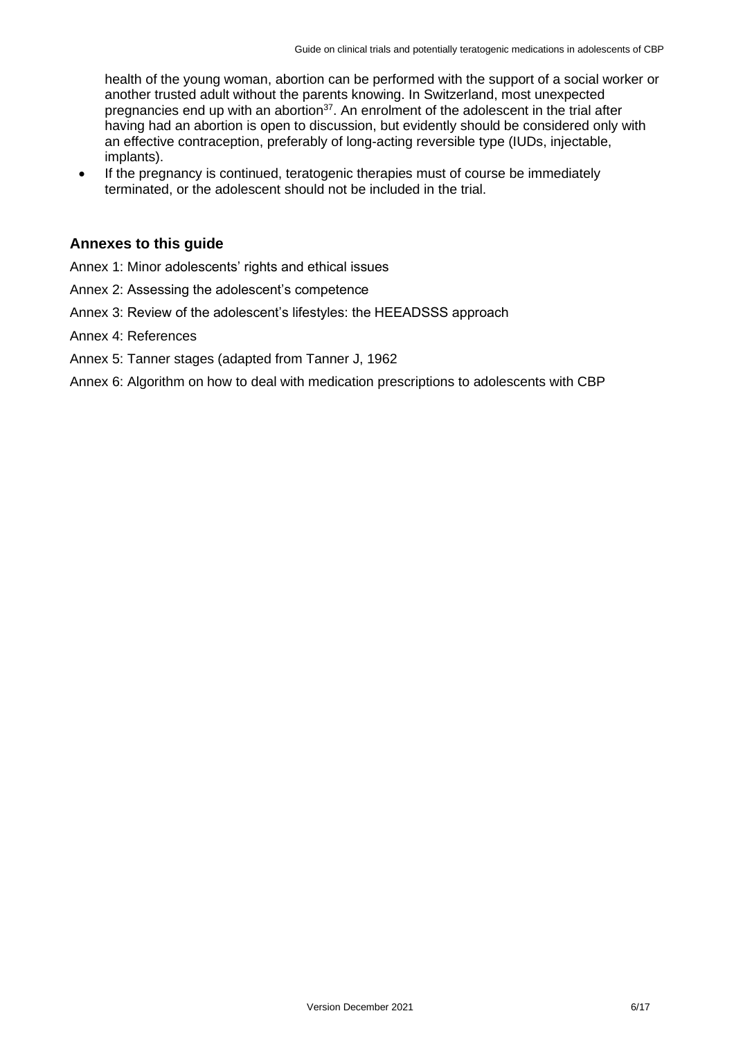health of the young woman, abortion can be performed with the support of a social worker or another trusted adult without the parents knowing. In Switzerland, most unexpected pregnancies end up with an abortion[37]. An enrolment of the adolescent in the trial after having had an abortion is open to discussion, but evidently should be considered only with an effective contraception, preferably of long-acting reversible type (IUDs, injectable, implants).

- If the pregnancy is continued, teratogenic therapies must of course be immediately terminated, or the adolescent should not be included in the trial.

## Annexes to this guide

Annex 1: Minor adolescents' rights and ethical issues

Annex 2: Assessing the adolescent's competence

Annex 3: Review of the adolescent's lifestyles: the HEEADSSS approach

Annex 4: References

Annex 5: Tanner stages (adapted from Tanner J, 1962

Annex 6: Algorithm on how to deal with medication prescriptions to adolescents with CBP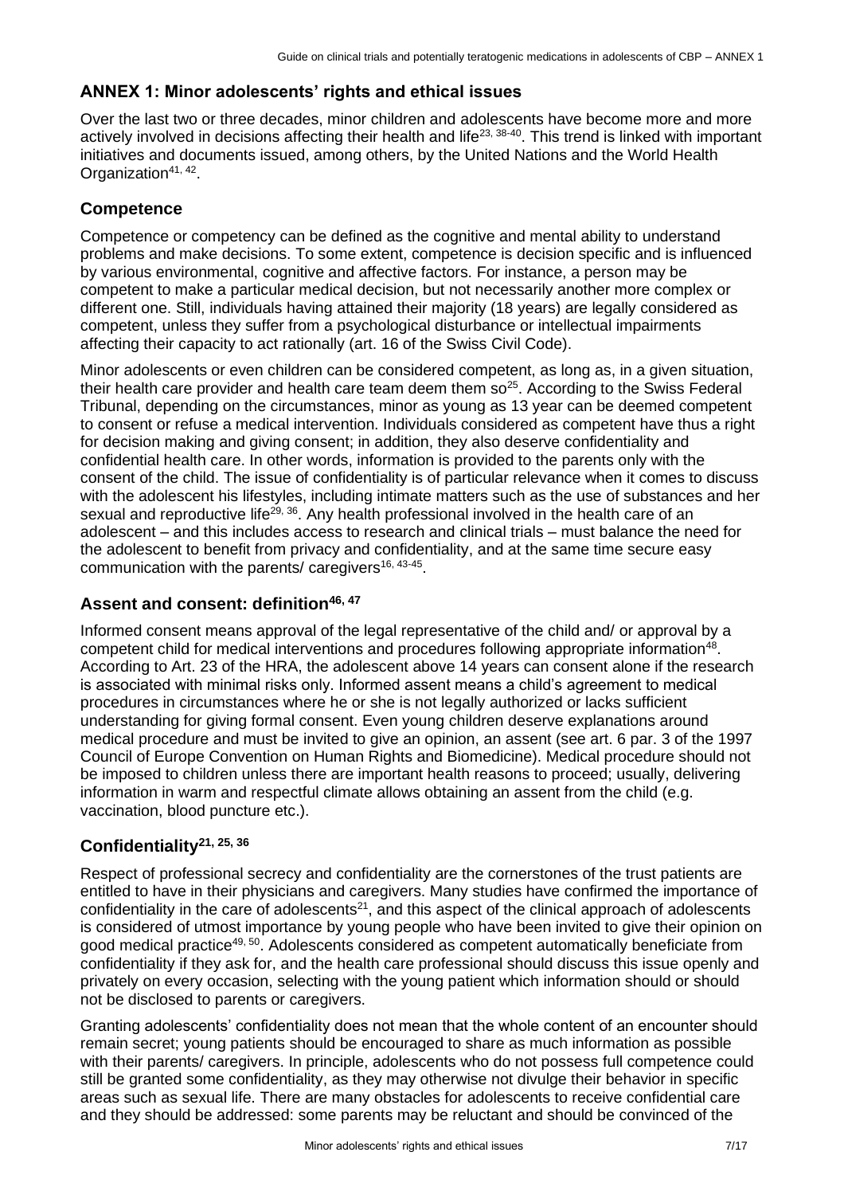## ANNEX 1: Minor adolescents' rights and ethical issues

Over the last two or three decades, minor children and adolescents have become more and more actively involved in decisions affecting their health and life[23, 38-40]. This trend is linked with important initiatives and documents issued, among others, by the United Nations and the World Health Organization[41, 42].

### Competence

Competence or competency can be defined as the cognitive and mental ability to understand problems and make decisions. To some extent, competence is decision specific and is influenced by various environmental, cognitive and affective factors. For instance, a person may be competent to make a particular medical decision, but not necessarily another more complex or different one. Still, individuals having attained their majority (18 years) are legally considered as competent, unless they suffer from a psychological disturbance or intellectual impairments affecting their capacity to act rationally (art. 16 of the Swiss Civil Code).

Minor adolescents or even children can be considered competent, as long as, in a given situation, their health care provider and health care team deem them so[25]. According to the Swiss Federal Tribunal, depending on the circumstances, minor as young as 13 year can be deemed competent to consent or refuse a medical intervention. Individuals considered as competent have thus a right for decision making and giving consent; in addition, they also deserve confidentiality and confidential health care. In other words, information is provided to the parents only with the consent of the child. The issue of confidentiality is of particular relevance when it comes to discuss with the adolescent his lifestyles, including intimate matters such as the use of substances and her sexual and reproductive life[29, 36]. Any health professional involved in the health care of an adolescent – and this includes access to research and clinical trials – must balance the need for the adolescent to benefit from privacy and confidentiality, and at the same time secure easy communication with the parents/ caregivers[16, 43-45].

### Assent and consent: definition[46, 47]

Informed consent means approval of the legal representative of the child and/ or approval by a competent child for medical interventions and procedures following appropriate information[48]. According to Art. 23 of the HRA, the adolescent above 14 years can consent alone if the research is associated with minimal risks only. Informed assent means a child's agreement to medical procedures in circumstances where he or she is not legally authorized or lacks sufficient understanding for giving formal consent. Even young children deserve explanations around medical procedure and must be invited to give an opinion, an assent (see art. 6 par. 3 of the 1997 Council of Europe Convention on Human Rights and Biomedicine). Medical procedure should not be imposed to children unless there are important health reasons to proceed; usually, delivering information in warm and respectful climate allows obtaining an assent from the child (e.g. vaccination, blood puncture etc.).

### Confidentiality[21, 25, 36]

Respect of professional secrecy and confidentiality are the cornerstones of the trust patients are entitled to have in their physicians and caregivers. Many studies have confirmed the importance of confidentiality in the care of adolescents[21], and this aspect of the clinical approach of adolescents is considered of utmost importance by young people who have been invited to give their opinion on good medical practice[49, 50]. Adolescents considered as competent automatically beneficiate from confidentiality if they ask for, and the health care professional should discuss this issue openly and privately on every occasion, selecting with the young patient which information should or should not be disclosed to parents or caregivers.

Granting adolescents' confidentiality does not mean that the whole content of an encounter should remain secret; young patients should be encouraged to share as much information as possible with their parents/ caregivers. In principle, adolescents who do not possess full competence could still be granted some confidentiality, as they may otherwise not divulge their behavior in specific areas such as sexual life. There are many obstacles for adolescents to receive confidential care and they should be addressed: some parents may be reluctant and should be convinced of the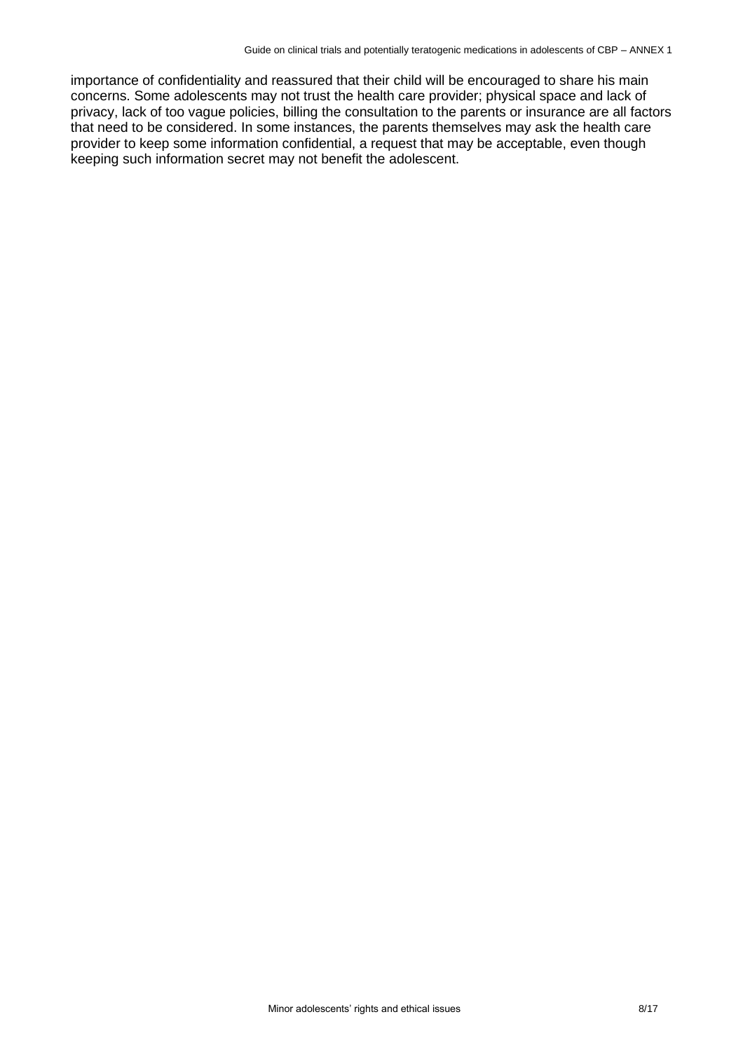importance of confidentiality and reassured that their child will be encouraged to share his main concerns. Some adolescents may not trust the health care provider; physical space and lack of privacy, lack of too vague policies, billing the consultation to the parents or insurance are all factors that need to be considered. In some instances, the parents themselves may ask the health care provider to keep some information confidential, a request that may be acceptable, even though keeping such information secret may not benefit the adolescent.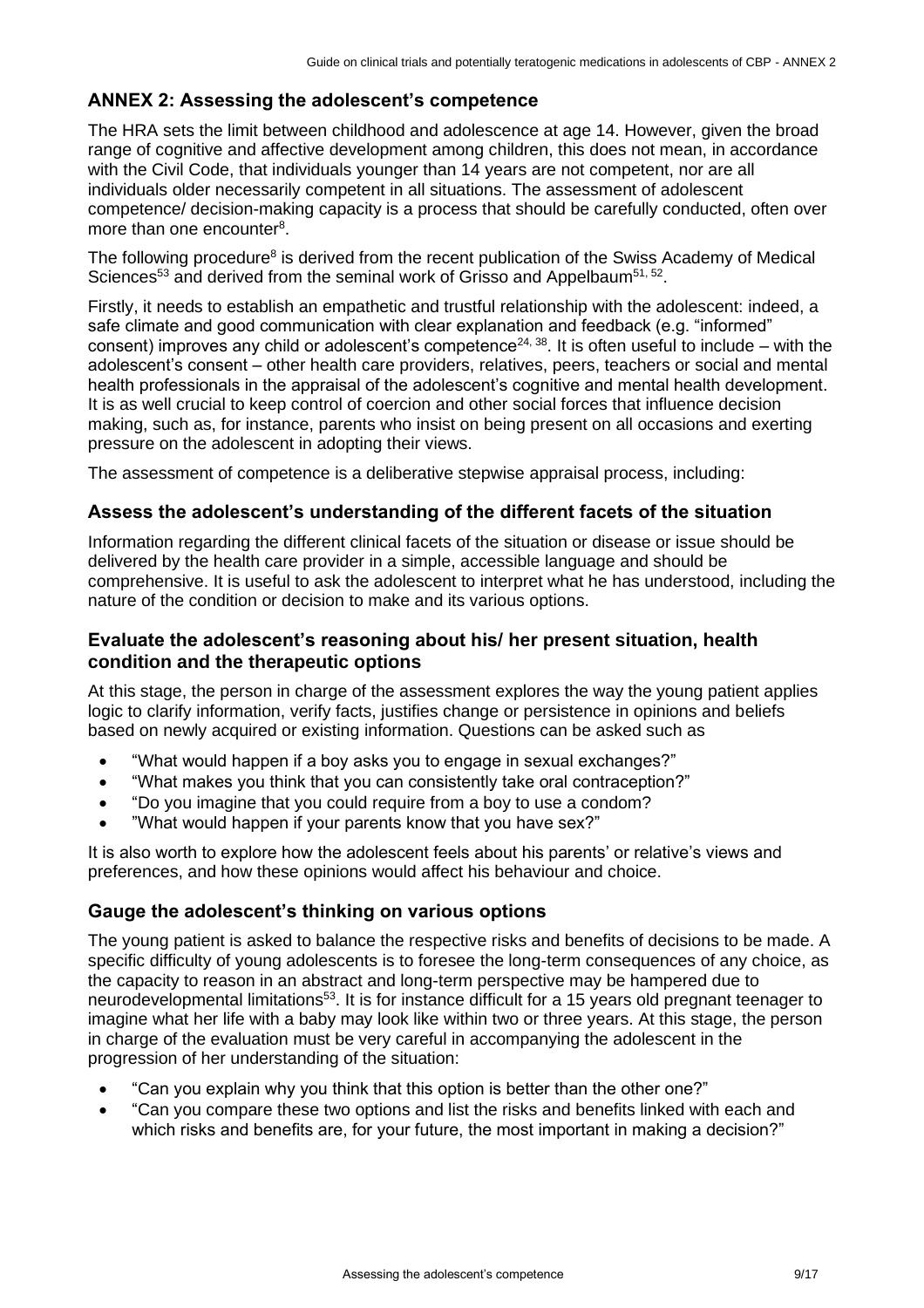## ANNEX 2: Assessing the adolescent's competence

The HRA sets the limit between childhood and adolescence at age 14. However, given the broad range of cognitive and affective development among children, this does not mean, in accordance with the Civil Code, that individuals younger than 14 years are not competent, nor are all individuals older necessarily competent in all situations. The assessment of adolescent competence/ decision-making capacity is a process that should be carefully conducted, often over more than one encounter[8].

The following procedure[8] is derived from the recent publication of the Swiss Academy of Medical Sciences[53] and derived from the seminal work of Grisso and Appelbaum[51, 52].

Firstly, it needs to establish an empathetic and trustful relationship with the adolescent: indeed, a safe climate and good communication with clear explanation and feedback (e.g. "informed" consent) improves any child or adolescent's competence[24, 38]. It is often useful to include – with the adolescent's consent – other health care providers, relatives, peers, teachers or social and mental health professionals in the appraisal of the adolescent's cognitive and mental health development. It is as well crucial to keep control of coercion and other social forces that influence decision making, such as, for instance, parents who insist on being present on all occasions and exerting pressure on the adolescent in adopting their views.

The assessment of competence is a deliberative stepwise appraisal process, including:

### Assess the adolescent's understanding of the different facets of the situation

Information regarding the different clinical facets of the situation or disease or issue should be delivered by the health care provider in a simple, accessible language and should be comprehensive. It is useful to ask the adolescent to interpret what he has understood, including the nature of the condition or decision to make and its various options.

### Evaluate the adolescent's reasoning about his/ her present situation, health condition and the therapeutic options

At this stage, the person in charge of the assessment explores the way the young patient applies logic to clarify information, verify facts, justifies change or persistence in opinions and beliefs based on newly acquired or existing information. Questions can be asked such as

- "What would happen if a boy asks you to engage in sexual exchanges?"
- "What makes you think that you can consistently take oral contraception?"
- "Do you imagine that you could require from a boy to use a condom?
- "What would happen if your parents know that you have sex?"

It is also worth to explore how the adolescent feels about his parents' or relative's views and preferences, and how these opinions would affect his behaviour and choice.

### Gauge the adolescent's thinking on various options

The young patient is asked to balance the respective risks and benefits of decisions to be made. A specific difficulty of young adolescents is to foresee the long-term consequences of any choice, as the capacity to reason in an abstract and long-term perspective may be hampered due to neurodevelopmental limitations[53]. It is for instance difficult for a 15 years old pregnant teenager to imagine what her life with a baby may look like within two or three years. At this stage, the person in charge of the evaluation must be very careful in accompanying the adolescent in the progression of her understanding of the situation:

- "Can you explain why you think that this option is better than the other one?"
- "Can you compare these two options and list the risks and benefits linked with each and which risks and benefits are, for your future, the most important in making a decision?"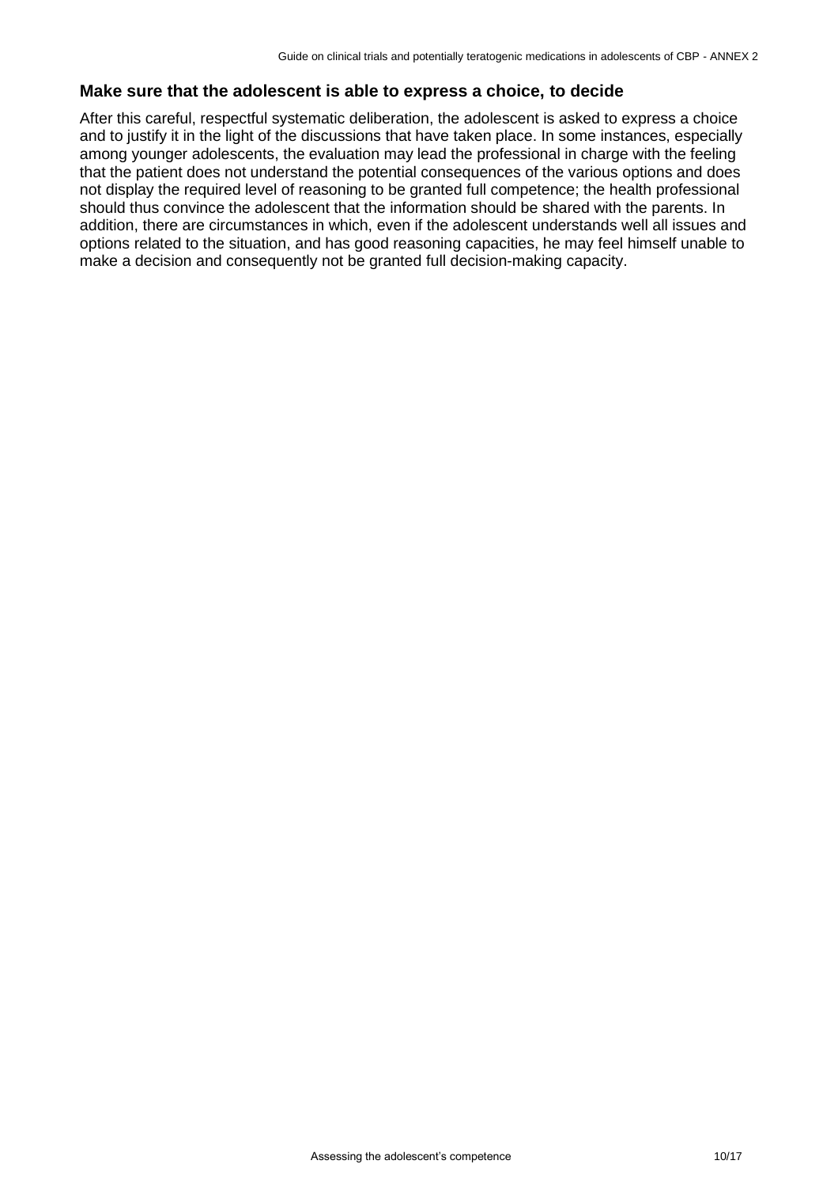### Make sure that the adolescent is able to express a choice, to decide

After this careful, respectful systematic deliberation, the adolescent is asked to express a choice and to justify it in the light of the discussions that have taken place. In some instances, especially among younger adolescents, the evaluation may lead the professional in charge with the feeling that the patient does not understand the potential consequences of the various options and does not display the required level of reasoning to be granted full competence; the health professional should thus convince the adolescent that the information should be shared with the parents. In addition, there are circumstances in which, even if the adolescent understands well all issues and options related to the situation, and has good reasoning capacities, he may feel himself unable to make a decision and consequently not be granted full decision-making capacity.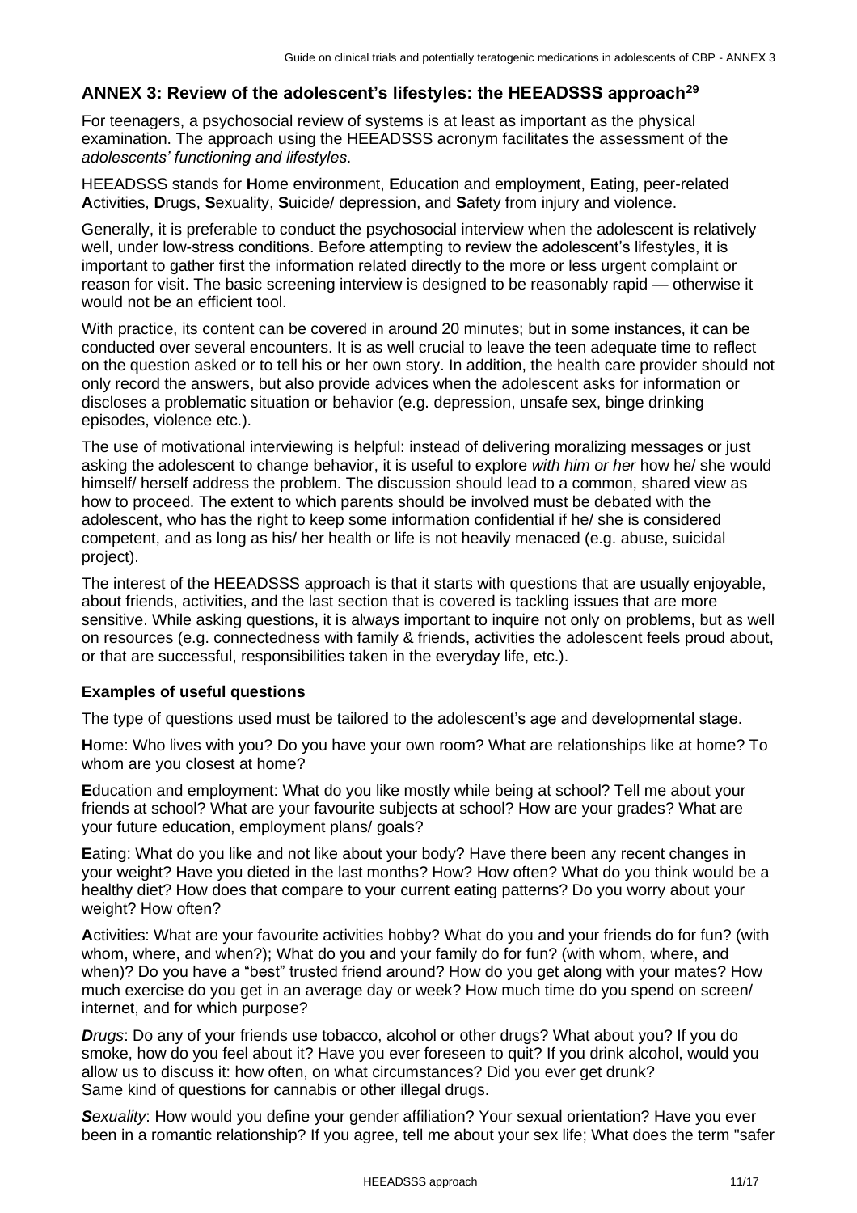## ANNEX 3: Review of the adolescent's lifestyles: the HEEADSSS approach[29]

For teenagers, a psychosocial review of systems is at least as important as the physical examination. The approach using the HEEADSSS acronym facilitates the assessment of the *adolescents' functioning and lifestyles*.

HEEADSSS stands for **H**ome environment, **E**ducation and employment, **E**ating, peer-related **A**ctivities, **D**rugs, **S**exuality, **S**uicide/ depression, and **S**afety from injury and violence.

Generally, it is preferable to conduct the psychosocial interview when the adolescent is relatively well, under low-stress conditions. Before attempting to review the adolescent's lifestyles, it is important to gather first the information related directly to the more or less urgent complaint or reason for visit. The basic screening interview is designed to be reasonably rapid — otherwise it would not be an efficient tool.

With practice, its content can be covered in around 20 minutes; but in some instances, it can be conducted over several encounters. It is as well crucial to leave the teen adequate time to reflect on the question asked or to tell his or her own story. In addition, the health care provider should not only record the answers, but also provide advices when the adolescent asks for information or discloses a problematic situation or behavior (e.g. depression, unsafe sex, binge drinking episodes, violence etc.).

The use of motivational interviewing is helpful: instead of delivering moralizing messages or just asking the adolescent to change behavior, it is useful to explore *with him or her* how he/ she would himself/ herself address the problem. The discussion should lead to a common, shared view as how to proceed. The extent to which parents should be involved must be debated with the adolescent, who has the right to keep some information confidential if he/ she is considered competent, and as long as his/ her health or life is not heavily menaced (e.g. abuse, suicidal project).

The interest of the HEEADSSS approach is that it starts with questions that are usually enjoyable, about friends, activities, and the last section that is covered is tackling issues that are more sensitive. While asking questions, it is always important to inquire not only on problems, but as well on resources (e.g. connectedness with family & friends, activities the adolescent feels proud about, or that are successful, responsibilities taken in the everyday life, etc.).

### Examples of useful questions

The type of questions used must be tailored to the adolescent's age and developmental stage.

**H**ome: Who lives with you? Do you have your own room? What are relationships like at home? To whom are you closest at home?

**E**ducation and employment: What do you like mostly while being at school? Tell me about your friends at school? What are your favourite subjects at school? How are your grades? What are your future education, employment plans/ goals?

**E**ating: What do you like and not like about your body? Have there been any recent changes in your weight? Have you dieted in the last months? How? How often? What do you think would be a healthy diet? How does that compare to your current eating patterns? Do you worry about your weight? How often?

**A**ctivities: What are your favourite activities hobby? What do you and your friends do for fun? (with whom, where, and when?); What do you and your family do for fun? (with whom, where, and when)? Do you have a "best" trusted friend around? How do you get along with your mates? How much exercise do you get in an average day or week? How much time do you spend on screen/ internet, and for which purpose?

***D****rugs*: Do any of your friends use tobacco, alcohol or other drugs? What about you? If you do smoke, how do you feel about it? Have you ever foreseen to quit? If you drink alcohol, would you allow us to discuss it: how often, on what circumstances? Did you ever get drunk? Same kind of questions for cannabis or other illegal drugs.

***S****exuality*: How would you define your gender affiliation? Your sexual orientation? Have you ever been in a romantic relationship? If you agree, tell me about your sex life; What does the term "safer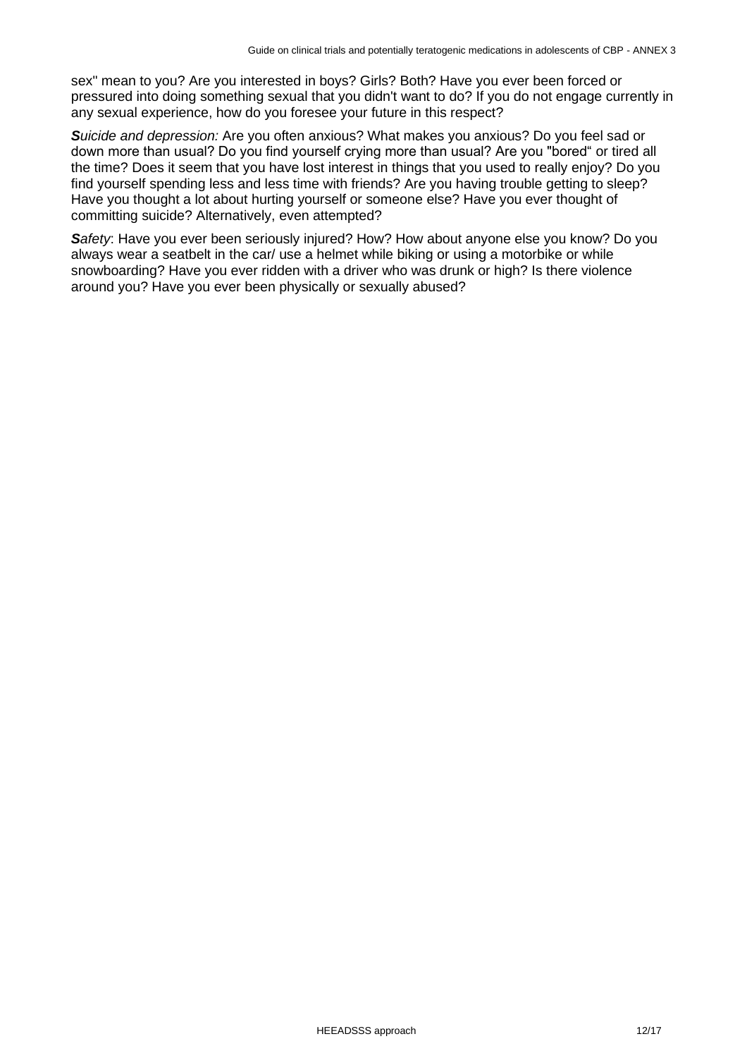sex" mean to you? Are you interested in boys? Girls? Both? Have you ever been forced or pressured into doing something sexual that you didn't want to do? If you do not engage currently in any sexual experience, how do you foresee your future in this respect?

***S****uicide and depression:* Are you often anxious? What makes you anxious? Do you feel sad or down more than usual? Do you find yourself crying more than usual? Are you "bored“ or tired all the time? Does it seem that you have lost interest in things that you used to really enjoy? Do you find yourself spending less and less time with friends? Are you having trouble getting to sleep? Have you thought a lot about hurting yourself or someone else? Have you ever thought of committing suicide? Alternatively, even attempted?

***S****afety*: Have you ever been seriously injured? How? How about anyone else you know? Do you always wear a seatbelt in the car/ use a helmet while biking or using a motorbike or while snowboarding? Have you ever ridden with a driver who was drunk or high? Is there violence around you? Have you ever been physically or sexually abused?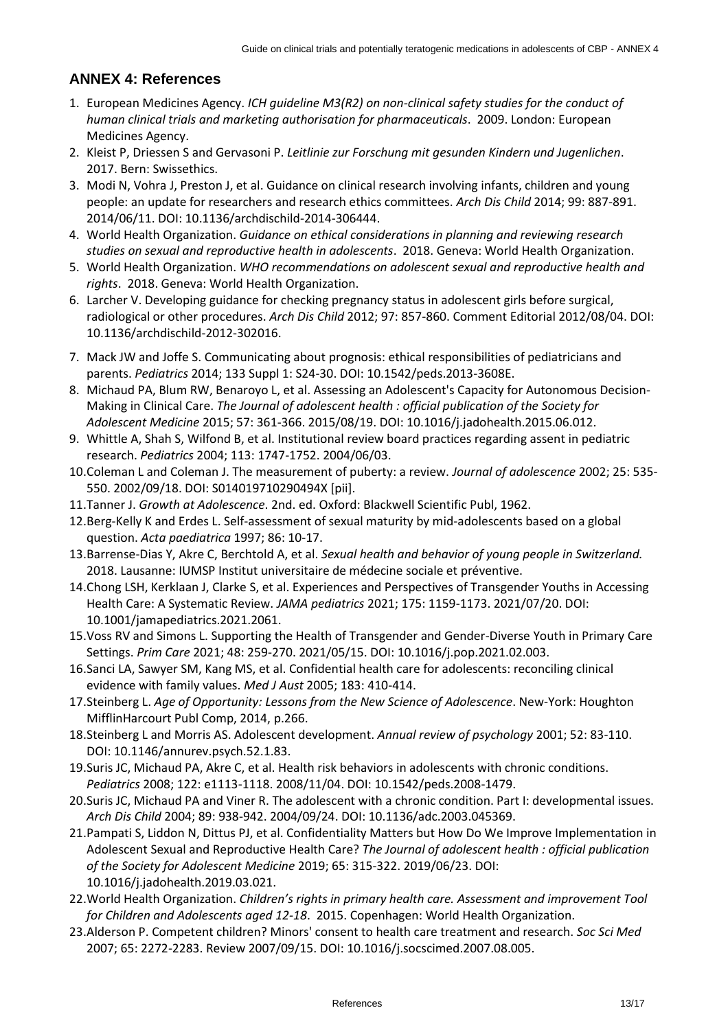## ANNEX 4: References

1. European Medicines Agency. *ICH guideline M3(R2) on non-clinical safety studies for the conduct of human clinical trials and marketing authorisation for pharmaceuticals*. 2009. London: European Medicines Agency.
2. Kleist P, Driessen S and Gervasoni P. *Leitlinie zur Forschung mit gesunden Kindern und Jugenlichen*. 2017. Bern: Swissethics.
3. Modi N, Vohra J, Preston J, et al. Guidance on clinical research involving infants, children and young people: an update for researchers and research ethics committees. *Arch Dis Child* 2014; 99: 887-891. 2014/06/11. DOI: 10.1136/archdischild-2014-306444.
4. World Health Organization. *Guidance on ethical considerations in planning and reviewing research studies on sexual and reproductive health in adolescents*. 2018. Geneva: World Health Organization.
5. World Health Organization. *WHO recommendations on adolescent sexual and reproductive health and rights*. 2018. Geneva: World Health Organization.
6. Larcher V. Developing guidance for checking pregnancy status in adolescent girls before surgical, radiological or other procedures. *Arch Dis Child* 2012; 97: 857-860. Comment Editorial 2012/08/04. DOI: 10.1136/archdischild-2012-302016.
7. Mack JW and Joffe S. Communicating about prognosis: ethical responsibilities of pediatricians and parents. *Pediatrics* 2014; 133 Suppl 1: S24-30. DOI: 10.1542/peds.2013-3608E.
8. Michaud PA, Blum RW, Benaroyo L, et al. Assessing an Adolescent's Capacity for Autonomous Decision-Making in Clinical Care. *The Journal of adolescent health : official publication of the Society for Adolescent Medicine* 2015; 57: 361-366. 2015/08/19. DOI: 10.1016/j.jadohealth.2015.06.012.
9. Whittle A, Shah S, Wilfond B, et al. Institutional review board practices regarding assent in pediatric research. *Pediatrics* 2004; 113: 1747-1752. 2004/06/03.
10. Coleman L and Coleman J. The measurement of puberty: a review. *Journal of adolescence* 2002; 25: 535-550. 2002/09/18. DOI: S014019710290494X [pii].
11. Tanner J. *Growth at Adolescence*. 2nd. ed. Oxford: Blackwell Scientific Publ, 1962.
12. Berg-Kelly K and Erdes L. Self-assessment of sexual maturity by mid-adolescents based on a global question. *Acta paediatrica* 1997; 86: 10-17.
13. Barrense-Dias Y, Akre C, Berchtold A, et al. *Sexual health and behavior of young people in Switzerland.* 2018. Lausanne: IUMSP Institut universitaire de médecine sociale et préventive.
14. Chong LSH, Kerklaan J, Clarke S, et al. Experiences and Perspectives of Transgender Youths in Accessing Health Care: A Systematic Review. *JAMA pediatrics* 2021; 175: 1159-1173. 2021/07/20. DOI: 10.1001/jamapediatrics.2021.2061.
15. Voss RV and Simons L. Supporting the Health of Transgender and Gender-Diverse Youth in Primary Care Settings. *Prim Care* 2021; 48: 259-270. 2021/05/15. DOI: 10.1016/j.pop.2021.02.003.
16. Sanci LA, Sawyer SM, Kang MS, et al. Confidential health care for adolescents: reconciling clinical evidence with family values. *Med J Aust* 2005; 183: 410-414.
17. Steinberg L. *Age of Opportunity: Lessons from the New Science of Adolescence*. New-York: Houghton MifflinHarcourt Publ Comp, 2014, p.266.
18. Steinberg L and Morris AS. Adolescent development. *Annual review of psychology* 2001; 52: 83-110. DOI: 10.1146/annurev.psych.52.1.83.
19. Suris JC, Michaud PA, Akre C, et al. Health risk behaviors in adolescents with chronic conditions. *Pediatrics* 2008; 122: e1113-1118. 2008/11/04. DOI: 10.1542/peds.2008-1479.
20. Suris JC, Michaud PA and Viner R. The adolescent with a chronic condition. Part I: developmental issues. *Arch Dis Child* 2004; 89: 938-942. 2004/09/24. DOI: 10.1136/adc.2003.045369.
21. Pampati S, Liddon N, Dittus PJ, et al. Confidentiality Matters but How Do We Improve Implementation in Adolescent Sexual and Reproductive Health Care? *The Journal of adolescent health : official publication of the Society for Adolescent Medicine* 2019; 65: 315-322. 2019/06/23. DOI: 10.1016/j.jadohealth.2019.03.021.
22. World Health Organization. *Children's rights in primary health care. Assessment and improvement Tool for Children and Adolescents aged 12-18*. 2015. Copenhagen: World Health Organization.
23. Alderson P. Competent children? Minors' consent to health care treatment and research. *Soc Sci Med* 2007; 65: 2272-2283. Review 2007/09/15. DOI: 10.1016/j.socscimed.2007.08.005.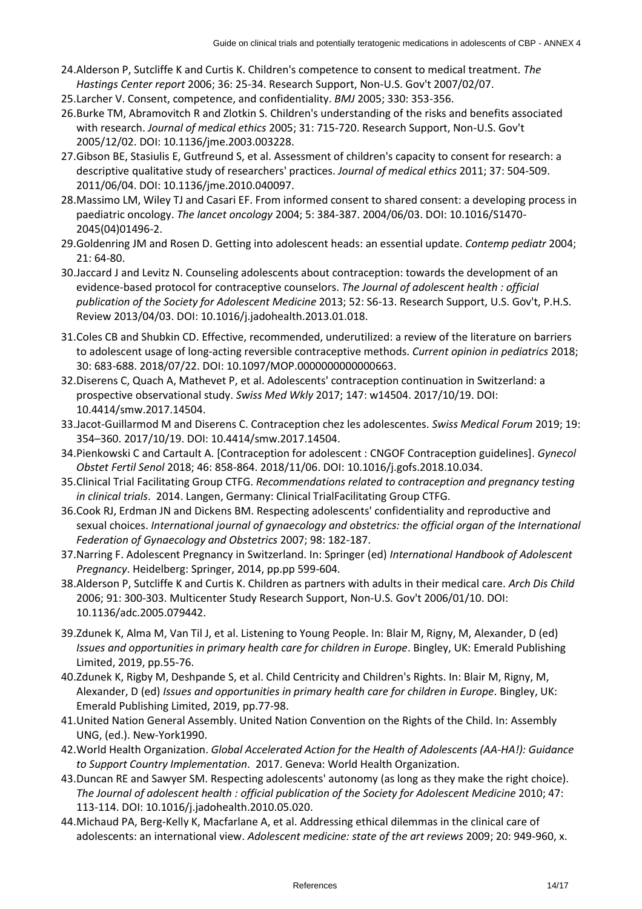24. Alderson P, Sutcliffe K and Curtis K. Children's competence to consent to medical treatment. *The Hastings Center report* 2006; 36: 25-34. Research Support, Non-U.S. Gov't 2007/02/07.
25. Larcher V. Consent, competence, and confidentiality. *BMJ* 2005; 330: 353-356.
26. Burke TM, Abramovitch R and Zlotkin S. Children's understanding of the risks and benefits associated with research. *Journal of medical ethics* 2005; 31: 715-720. Research Support, Non-U.S. Gov't 2005/12/02. DOI: 10.1136/jme.2003.003228.
27. Gibson BE, Stasiulis E, Gutfreund S, et al. Assessment of children's capacity to consent for research: a descriptive qualitative study of researchers' practices. *Journal of medical ethics* 2011; 37: 504-509. 2011/06/04. DOI: 10.1136/jme.2010.040097.
28. Massimo LM, Wiley TJ and Casari EF. From informed consent to shared consent: a developing process in paediatric oncology. *The lancet oncology* 2004; 5: 384-387. 2004/06/03. DOI: 10.1016/S1470-2045(04)01496-2.
29. Goldenring JM and Rosen D. Getting into adolescent heads: an essential update. *Contemp pediatr* 2004; 21: 64-80.
30. Jaccard J and Levitz N. Counseling adolescents about contraception: towards the development of an evidence-based protocol for contraceptive counselors. *The Journal of adolescent health : official publication of the Society for Adolescent Medicine* 2013; 52: S6-13. Research Support, U.S. Gov't, P.H.S. Review 2013/04/03. DOI: 10.1016/j.jadohealth.2013.01.018.
31. Coles CB and Shubkin CD. Effective, recommended, underutilized: a review of the literature on barriers to adolescent usage of long-acting reversible contraceptive methods. *Current opinion in pediatrics* 2018; 30: 683-688. 2018/07/22. DOI: 10.1097/MOP.0000000000000663.
32. Diserens C, Quach A, Mathevet P, et al. Adolescents' contraception continuation in Switzerland: a prospective observational study. *Swiss Med Wkly* 2017; 147: w14504. 2017/10/19. DOI: 10.4414/smw.2017.14504.
33. Jacot-Guillarmod M and Diserens C. Contraception chez les adolescentes. *Swiss Medical Forum* 2019; 19: 354–360. 2017/10/19. DOI: 10.4414/smw.2017.14504.
34. Pienkowski C and Cartault A. [Contraception for adolescent : CNGOF Contraception guidelines]. *Gynecol Obstet Fertil Senol* 2018; 46: 858-864. 2018/11/06. DOI: 10.1016/j.gofs.2018.10.034.
35. Clinical Trial Facilitating Group CTFG. *Recommendations related to contraception and pregnancy testing in clinical trials*. 2014. Langen, Germany: Clinical TrialFacilitating Group CTFG.
36. Cook RJ, Erdman JN and Dickens BM. Respecting adolescents' confidentiality and reproductive and sexual choices. *International journal of gynaecology and obstetrics: the official organ of the International Federation of Gynaecology and Obstetrics* 2007; 98: 182-187.
37. Narring F. Adolescent Pregnancy in Switzerland. In: Springer (ed) *International Handbook of Adolescent Pregnancy*. Heidelberg: Springer, 2014, pp.pp 599-604.
38. Alderson P, Sutcliffe K and Curtis K. Children as partners with adults in their medical care. *Arch Dis Child* 2006; 91: 300-303. Multicenter Study Research Support, Non-U.S. Gov't 2006/01/10. DOI: 10.1136/adc.2005.079442.
39. Zdunek K, Alma M, Van Til J, et al. Listening to Young People. In: Blair M, Rigny, M, Alexander, D (ed) *Issues and opportunities in primary health care for children in Europe*. Bingley, UK: Emerald Publishing Limited, 2019, pp.55-76.
40. Zdunek K, Rigby M, Deshpande S, et al. Child Centricity and Children's Rights. In: Blair M, Rigny, M, Alexander, D (ed) *Issues and opportunities in primary health care for children in Europe*. Bingley, UK: Emerald Publishing Limited, 2019, pp.77-98.
41. United Nation General Assembly. United Nation Convention on the Rights of the Child. In: Assembly UNG, (ed.). New-York1990.
42. World Health Organization. *Global Accelerated Action for the Health of Adolescents (AA-HA!): Guidance to Support Country Implementation*. 2017. Geneva: World Health Organization.
43. Duncan RE and Sawyer SM. Respecting adolescents' autonomy (as long as they make the right choice). *The Journal of adolescent health : official publication of the Society for Adolescent Medicine* 2010; 47: 113-114. DOI: 10.1016/j.jadohealth.2010.05.020.
44. Michaud PA, Berg-Kelly K, Macfarlane A, et al. Addressing ethical dilemmas in the clinical care of adolescents: an international view. *Adolescent medicine: state of the art reviews* 2009; 20: 949-960, x.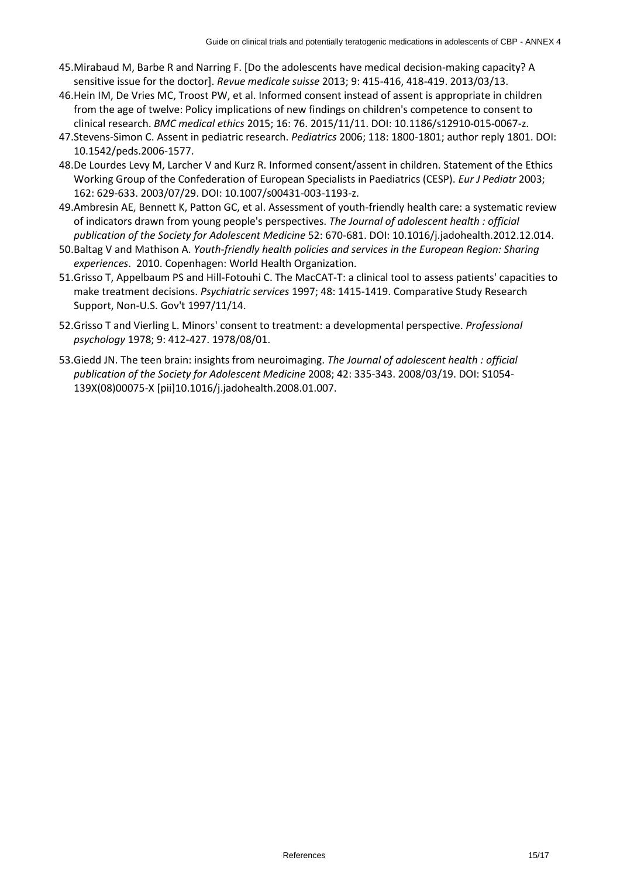45. Mirabaud M, Barbe R and Narring F. [Do the adolescents have medical decision-making capacity? A sensitive issue for the doctor]. *Revue medicale suisse* 2013; 9: 415-416, 418-419. 2013/03/13.
46. Hein IM, De Vries MC, Troost PW, et al. Informed consent instead of assent is appropriate in children from the age of twelve: Policy implications of new findings on children's competence to consent to clinical research. *BMC medical ethics* 2015; 16: 76. 2015/11/11. DOI: 10.1186/s12910-015-0067-z.
47. Stevens-Simon C. Assent in pediatric research. *Pediatrics* 2006; 118: 1800-1801; author reply 1801. DOI: 10.1542/peds.2006-1577.
48. De Lourdes Levy M, Larcher V and Kurz R. Informed consent/assent in children. Statement of the Ethics Working Group of the Confederation of European Specialists in Paediatrics (CESP). *Eur J Pediatr* 2003; 162: 629-633. 2003/07/29. DOI: 10.1007/s00431-003-1193-z.
49. Ambresin AE, Bennett K, Patton GC, et al. Assessment of youth-friendly health care: a systematic review of indicators drawn from young people's perspectives. *The Journal of adolescent health : official publication of the Society for Adolescent Medicine* 52: 670-681. DOI: 10.1016/j.jadohealth.2012.12.014.
50. Baltag V and Mathison A. *Youth-friendly health policies and services in the European Region: Sharing experiences*. 2010. Copenhagen: World Health Organization.
51. Grisso T, Appelbaum PS and Hill-Fotouhi C. The MacCAT-T: a clinical tool to assess patients' capacities to make treatment decisions. *Psychiatric services* 1997; 48: 1415-1419. Comparative Study Research Support, Non-U.S. Gov't 1997/11/14.
52. Grisso T and Vierling L. Minors' consent to treatment: a developmental perspective. *Professional psychology* 1978; 9: 412-427. 1978/08/01.
53. Giedd JN. The teen brain: insights from neuroimaging. *The Journal of adolescent health : official publication of the Society for Adolescent Medicine* 2008; 42: 335-343. 2008/03/19. DOI: S1054-139X(08)00075-X [pii]10.1016/j.jadohealth.2008.01.007.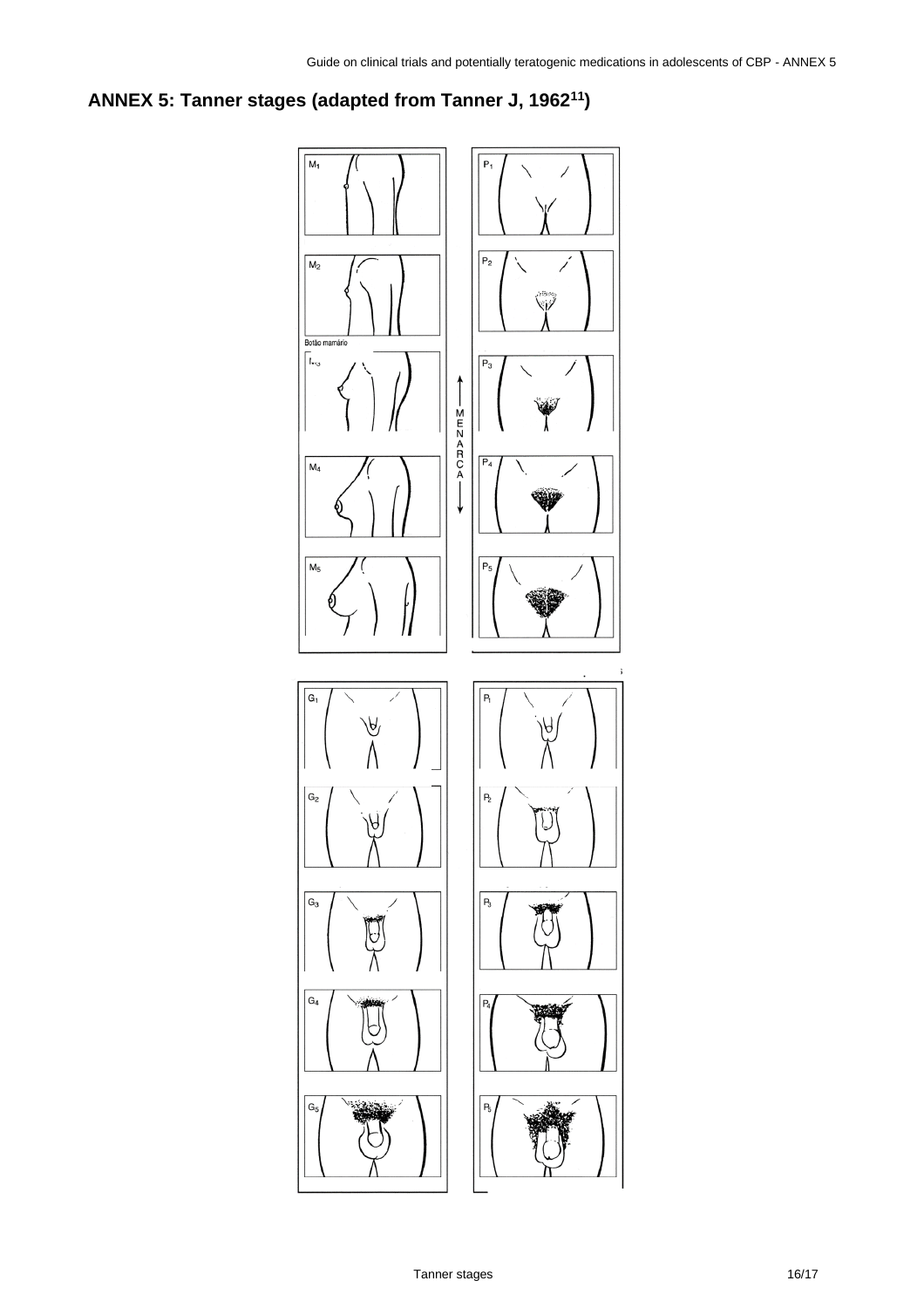# ANNEX 5: Tanner stages (adapted from Tanner J, 1962[11])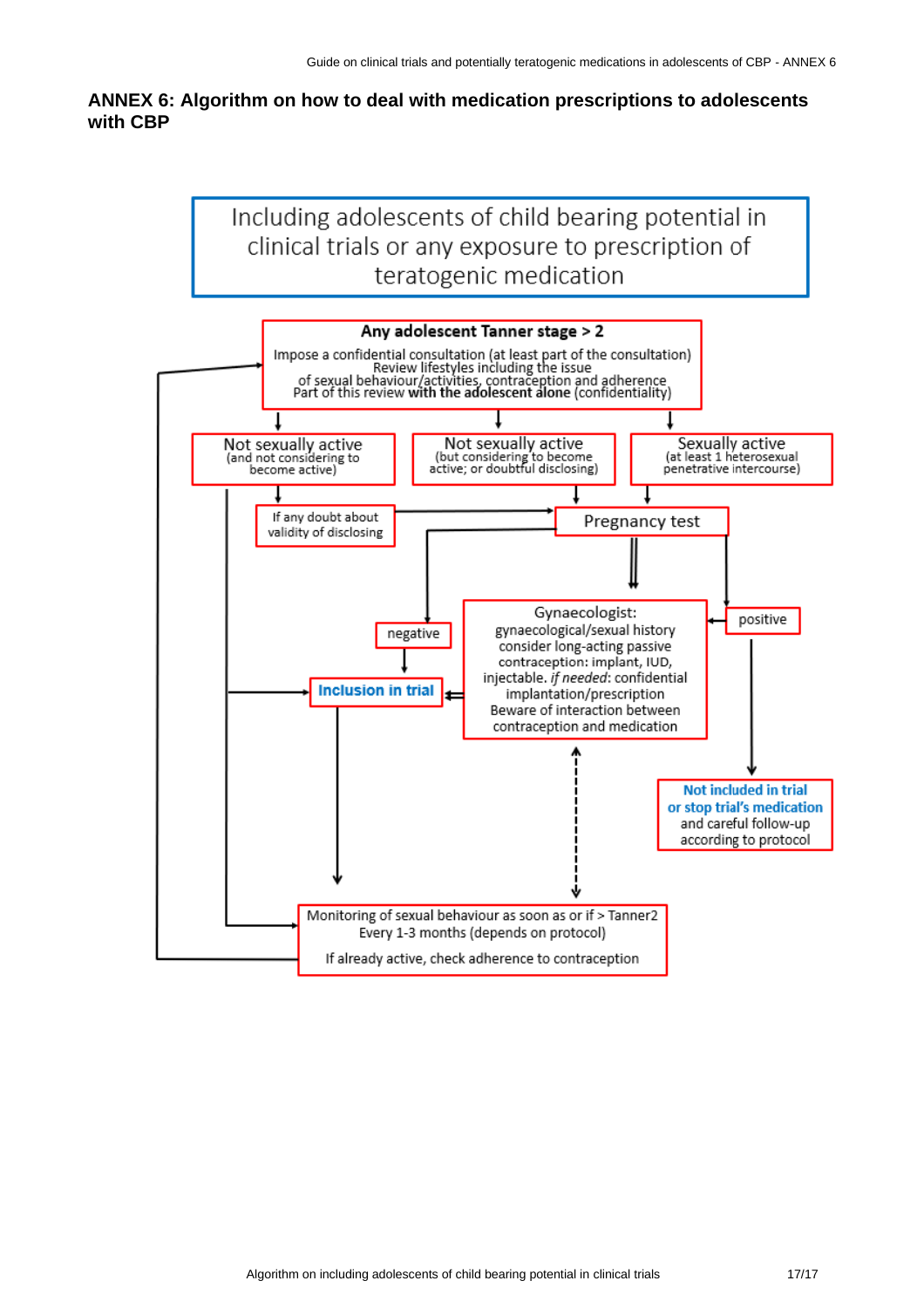## ANNEX 6: Algorithm on how to deal with medication prescriptions to adolescents with CBP

Including adolescents of child bearing potential in clinical trials or any exposure to prescription of teratogenic medication

**Any adolescent Tanner stage > 2**

Impose a confidential consultation (at least part of the consultation)
Review lifestyles including the issue
of sexual behaviour/activities, contraception and adherence
Part of this review **with the adolescent alone** (confidentiality)

Not sexually active
(and not considering to become active)

Not sexually active
(but considering to become active; or doubtful disclosing)

Sexually active
(at least 1 heterosexual penetrative intercourse)

If any doubt about validity of disclosing

Pregnancy test

negative

positive

Gynaecologist:
gynaecological/sexual history
consider long-acting passive contraception: implant, IUD, injectable. *if needed*: confidential implantation/prescription
Beware of interaction between contraception and medication

**Inclusion in trial**

**Not included in trial or stop trial's medication** and careful follow-up according to protocol

Monitoring of sexual behaviour as soon as or if > Tanner2
Every 1-3 months (depends on protocol)

If already active, check adherence to contraception